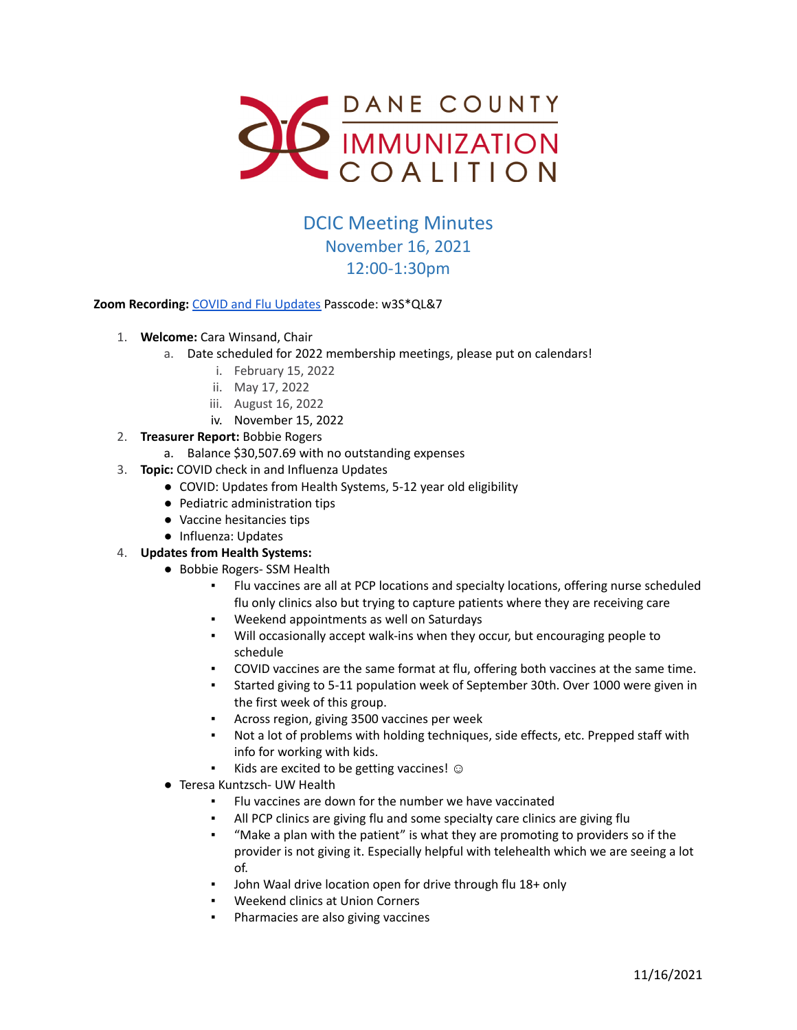DANE COUNTY IMMUNIZATION COALITION

# DCIC Meeting Minutes
## November 16, 2021
## 12:00-1:30pm

**Zoom Recording:** COVID and Flu Updates Passcode: w3S*QL&7

1. **Welcome:** Cara Winsand, Chair
    a. Date scheduled for 2022 membership meetings, please put on calendars!
        i. February 15, 2022
        ii. May 17, 2022
        iii. August 16, 2022
        iv. November 15, 2022
2. **Treasurer Report:** Bobbie Rogers
    a. Balance $30,507.69 with no outstanding expenses
3. **Topic:** COVID check in and Influenza Updates
    - COVID: Updates from Health Systems, 5-12 year old eligibility
    - Pediatric administration tips
    - Vaccine hesitancies tips
    - Influenza: Updates
4. **Updates from Health Systems:**
    - Bobbie Rogers- SSM Health
        - Flu vaccines are all at PCP locations and specialty locations, offering nurse scheduled flu only clinics also but trying to capture patients where they are receiving care
        - Weekend appointments as well on Saturdays
        - Will occasionally accept walk-ins when they occur, but encouraging people to schedule
        - COVID vaccines are the same format at flu, offering both vaccines at the same time.
        - Started giving to 5-11 population week of September 30th. Over 1000 were given in the first week of this group.
        - Across region, giving 3500 vaccines per week
        - Not a lot of problems with holding techniques, side effects, etc. Prepped staff with info for working with kids.
        - Kids are excited to be getting vaccines! ☺
    - Teresa Kuntzsch- UW Health
        - Flu vaccines are down for the number we have vaccinated
        - All PCP clinics are giving flu and some specialty care clinics are giving flu
        - "Make a plan with the patient" is what they are promoting to providers so if the provider is not giving it. Especially helpful with telehealth which we are seeing a lot of.
        - John Waal drive location open for drive through flu 18+ only
        - Weekend clinics at Union Corners
        - Pharmacies are also giving vaccines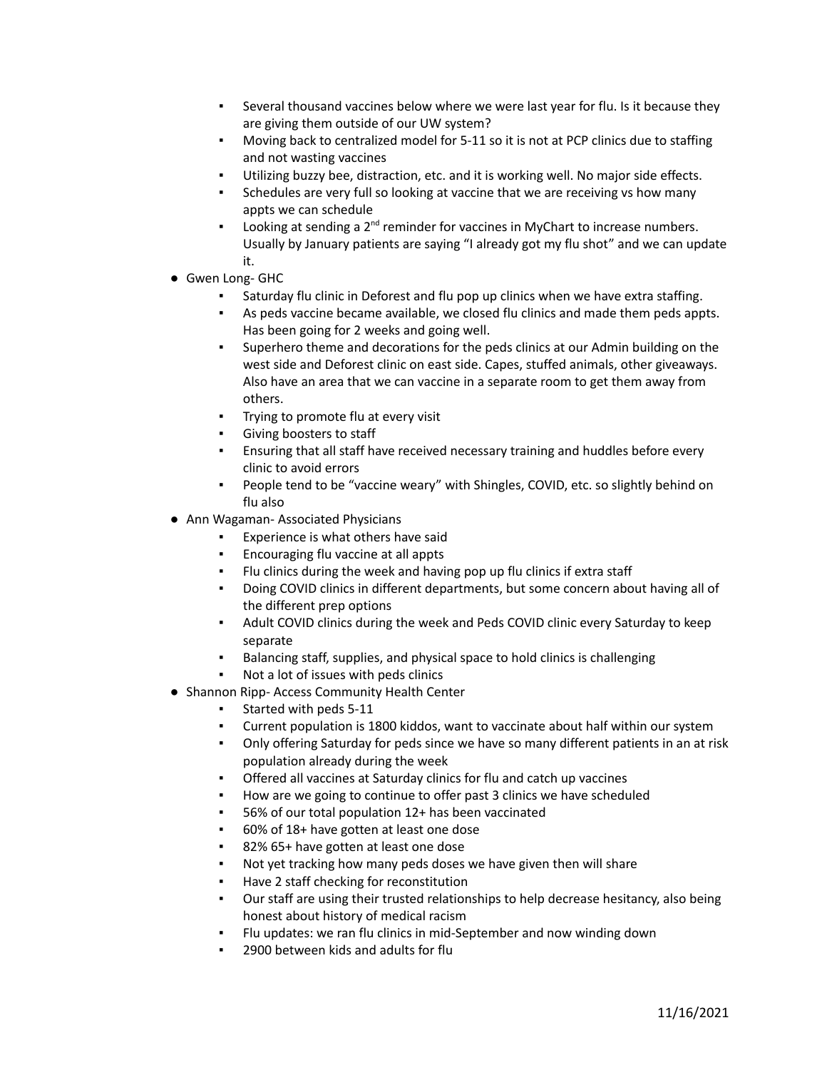- Several thousand vaccines below where we were last year for flu. Is it because they are giving them outside of our UW system?
  - Moving back to centralized model for 5-11 so it is not at PCP clinics due to staffing and not wasting vaccines
  - Utilizing buzzy bee, distraction, etc. and it is working well. No major side effects.
  - Schedules are very full so looking at vaccine that we are receiving vs how many appts we can schedule
  - Looking at sending a 2nd reminder for vaccines in MyChart to increase numbers. Usually by January patients are saying "I already got my flu shot" and we can update it.
- Gwen Long- GHC
  - Saturday flu clinic in Deforest and flu pop up clinics when we have extra staffing.
  - As peds vaccine became available, we closed flu clinics and made them peds appts. Has been going for 2 weeks and going well.
  - Superhero theme and decorations for the peds clinics at our Admin building on the west side and Deforest clinic on east side. Capes, stuffed animals, other giveaways. Also have an area that we can vaccine in a separate room to get them away from others.
  - Trying to promote flu at every visit
  - Giving boosters to staff
  - Ensuring that all staff have received necessary training and huddles before every clinic to avoid errors
  - People tend to be "vaccine weary" with Shingles, COVID, etc. so slightly behind on flu also
- Ann Wagaman- Associated Physicians
  - Experience is what others have said
  - Encouraging flu vaccine at all appts
  - Flu clinics during the week and having pop up flu clinics if extra staff
  - Doing COVID clinics in different departments, but some concern about having all of the different prep options
  - Adult COVID clinics during the week and Peds COVID clinic every Saturday to keep separate
  - Balancing staff, supplies, and physical space to hold clinics is challenging
  - Not a lot of issues with peds clinics
- Shannon Ripp- Access Community Health Center
  - Started with peds 5-11
  - Current population is 1800 kiddos, want to vaccinate about half within our system
  - Only offering Saturday for peds since we have so many different patients in an at risk population already during the week
  - Offered all vaccines at Saturday clinics for flu and catch up vaccines
  - How are we going to continue to offer past 3 clinics we have scheduled
  - 56% of our total population 12+ has been vaccinated
  - 60% of 18+ have gotten at least one dose
  - 82% 65+ have gotten at least one dose
  - Not yet tracking how many peds doses we have given then will share
  - Have 2 staff checking for reconstitution
  - Our staff are using their trusted relationships to help decrease hesitancy, also being honest about history of medical racism
  - Flu updates: we ran flu clinics in mid-September and now winding down
  - 2900 between kids and adults for flu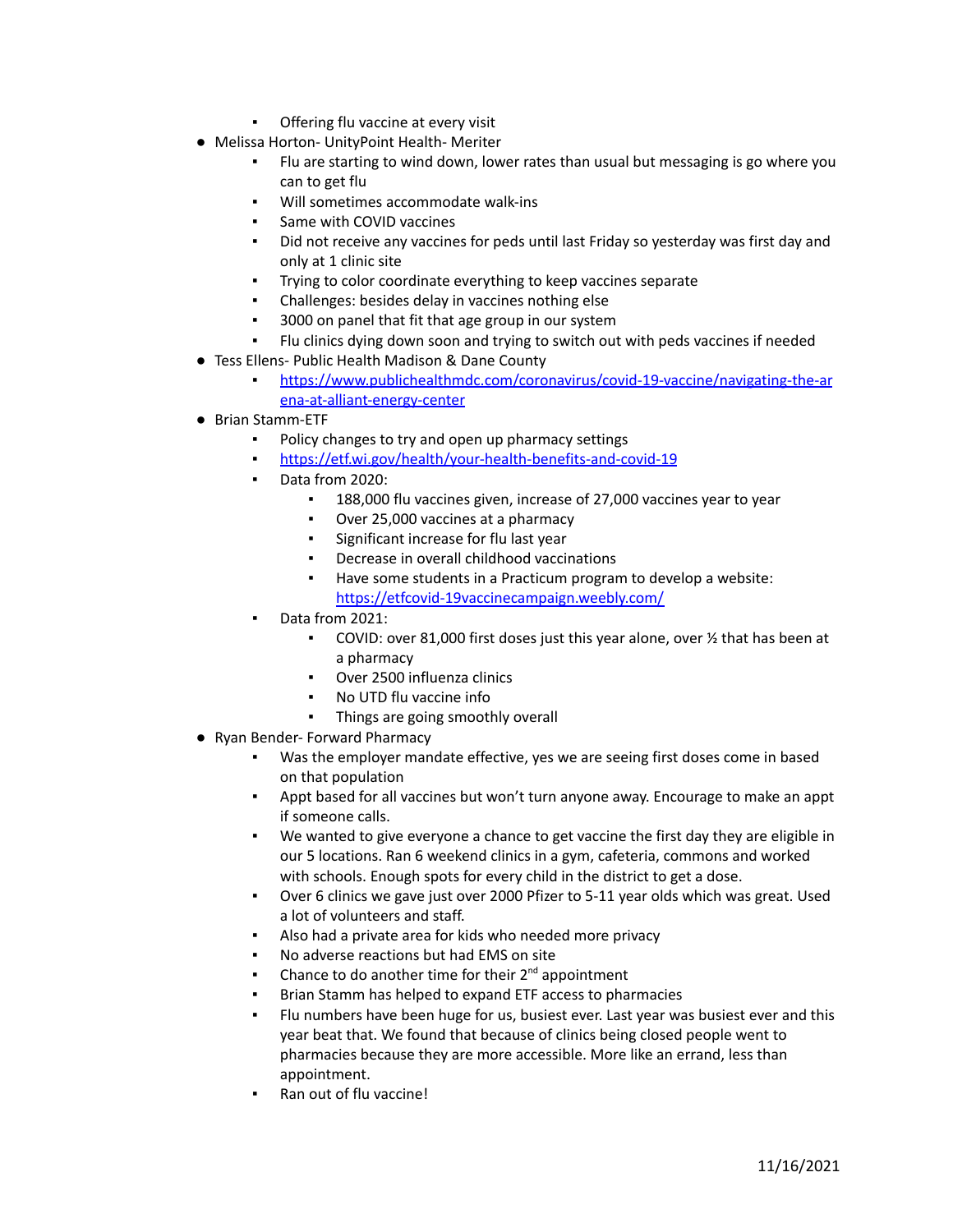- Offering flu vaccine at every visit
- Melissa Horton- UnityPoint Health- Meriter
    - Flu are starting to wind down, lower rates than usual but messaging is go where you can to get flu
    - Will sometimes accommodate walk-ins
    - Same with COVID vaccines
    - Did not receive any vaccines for peds until last Friday so yesterday was first day and only at 1 clinic site
    - Trying to color coordinate everything to keep vaccines separate
    - Challenges: besides delay in vaccines nothing else
    - 3000 on panel that fit that age group in our system
    - Flu clinics dying down soon and trying to switch out with peds vaccines if needed
- Tess Ellens- Public Health Madison & Dane County
    - [https://www.publichealthmdc.com/coronavirus/covid-19-vaccine/navigating-the-arena-at-alliant-energy-center](https://www.publichealthmdc.com/coronavirus/covid-19-vaccine/navigating-the-arena-at-alliant-energy-center)
- Brian Stamm-ETF
    - Policy changes to try and open up pharmacy settings
    - [https://etf.wi.gov/health/your-health-benefits-and-covid-19](https://etf.wi.gov/health/your-health-benefits-and-covid-19)
    - Data from 2020:
        - 188,000 flu vaccines given, increase of 27,000 vaccines year to year
        - Over 25,000 vaccines at a pharmacy
        - Significant increase for flu last year
        - Decrease in overall childhood vaccinations
        - Have some students in a Practicum program to develop a website: [https://etfcovid-19vaccinecampaign.weebly.com/](https://etfcovid-19vaccinecampaign.weebly.com/)
    - Data from 2021:
        - COVID: over 81,000 first doses just this year alone, over ½ that has been at a pharmacy
        - Over 2500 influenza clinics
        - No UTD flu vaccine info
        - Things are going smoothly overall
- Ryan Bender- Forward Pharmacy
    - Was the employer mandate effective, yes we are seeing first doses come in based on that population
    - Appt based for all vaccines but won't turn anyone away. Encourage to make an appt if someone calls.
    - We wanted to give everyone a chance to get vaccine the first day they are eligible in our 5 locations. Ran 6 weekend clinics in a gym, cafeteria, commons and worked with schools. Enough spots for every child in the district to get a dose.
    - Over 6 clinics we gave just over 2000 Pfizer to 5-11 year olds which was great. Used a lot of volunteers and staff.
    - Also had a private area for kids who needed more privacy
    - No adverse reactions but had EMS on site
    - Chance to do another time for their 2nd appointment
    - Brian Stamm has helped to expand ETF access to pharmacies
    - Flu numbers have been huge for us, busiest ever. Last year was busiest ever and this year beat that. We found that because of clinics being closed people went to pharmacies because they are more accessible. More like an errand, less than appointment.
    - Ran out of flu vaccine!

11/16/2021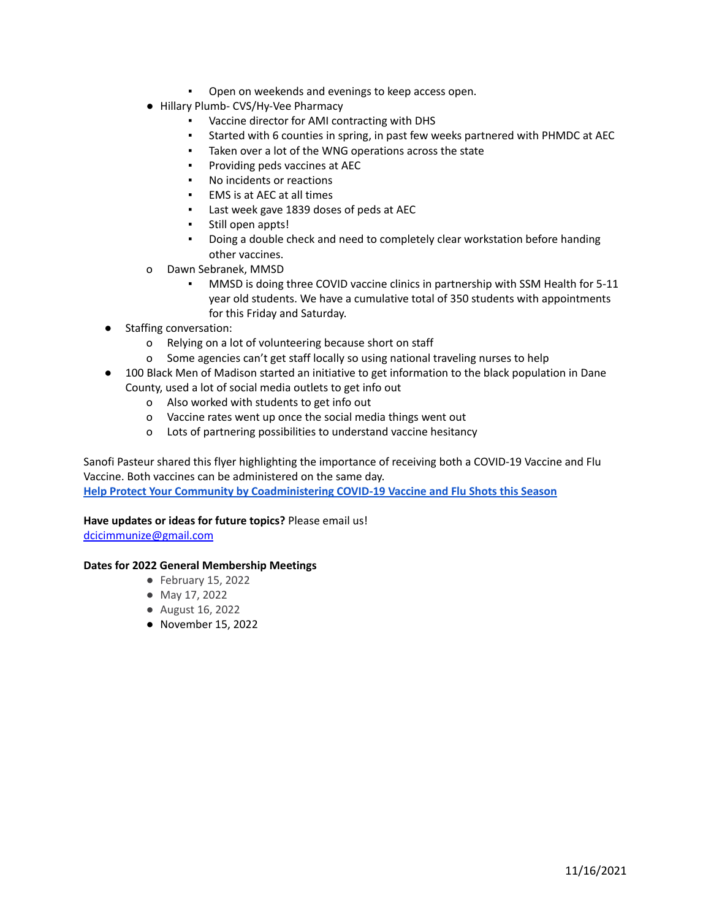- Open on weekends and evenings to keep access open.
    - Hillary Plumb- CVS/Hy-Vee Pharmacy
        - Vaccine director for AMI contracting with DHS
        - Started with 6 counties in spring, in past few weeks partnered with PHMDC at AEC
        - Taken over a lot of the WNG operations across the state
        - Providing peds vaccines at AEC
        - No incidents or reactions
        - EMS is at AEC at all times
        - Last week gave 1839 doses of peds at AEC
        - Still open appts!
        - Doing a double check and need to completely clear workstation before handing other vaccines.
    - Dawn Sebranek, MMSD
        - MMSD is doing three COVID vaccine clinics in partnership with SSM Health for 5-11 year old students. We have a cumulative total of 350 students with appointments for this Friday and Saturday.
- Staffing conversation:
    - Relying on a lot of volunteering because short on staff
    - Some agencies can't get staff locally so using national traveling nurses to help
- 100 Black Men of Madison started an initiative to get information to the black population in Dane County, used a lot of social media outlets to get info out
    - Also worked with students to get info out
    - Vaccine rates went up once the social media things went out
    - Lots of partnering possibilities to understand vaccine hesitancy

Sanofi Pasteur shared this flyer highlighting the importance of receiving both a COVID-19 Vaccine and Flu Vaccine. Both vaccines can be administered on the same day.
**Help Protect Your Community by Coadministering COVID-19 Vaccine and Flu Shots this Season**

**Have updates or ideas for future topics?** Please email us!
dcicimmunize@gmail.com

**Dates for 2022 General Membership Meetings**

- February 15, 2022
- May 17, 2022
- August 16, 2022
- November 15, 2022

11/16/2021